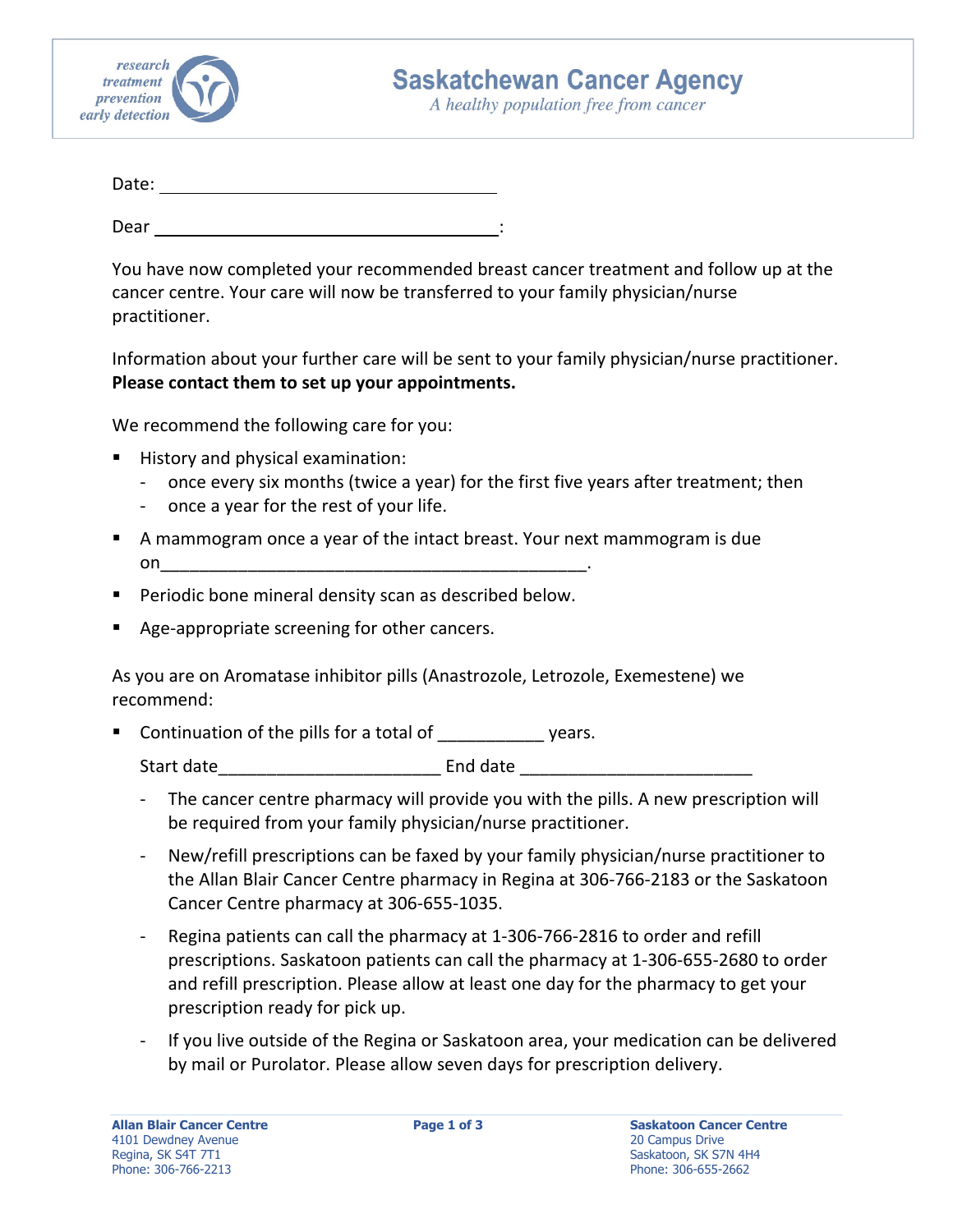research
treatment
prevention
early detection

# Saskatchewan Cancer Agency

*A healthy population free from cancer*

Date: ___________________________________

Dear ___________________________________:

You have now completed your recommended breast cancer treatment and follow up at the cancer centre. Your care will now be transferred to your family physician/nurse practitioner.

Information about your further care will be sent to your family physician/nurse practitioner. **Please contact them to set up your appointments.**

We recommend the following care for you:

- History and physical examination:
  - once every six months (twice a year) for the first five years after treatment; then
  - once a year for the rest of your life.
- A mammogram once a year of the intact breast. Your next mammogram is due on_______________________________________________.
- Periodic bone mineral density scan as described below.
- Age-appropriate screening for other cancers.

As you are on Aromatase inhibitor pills (Anastrozole, Letrozole, Exemestene) we recommend:

- Continuation of the pills for a total of ___________ years.

  Start date_______________________ End date ________________________

  - The cancer centre pharmacy will provide you with the pills. A new prescription will be required from your family physician/nurse practitioner.
  - New/refill prescriptions can be faxed by your family physician/nurse practitioner to the Allan Blair Cancer Centre pharmacy in Regina at 306-766-2183 or the Saskatoon Cancer Centre pharmacy at 306-655-1035.
  - Regina patients can call the pharmacy at 1-306-766-2816 to order and refill prescriptions. Saskatoon patients can call the pharmacy at 1-306-655-2680 to order and refill prescription. Please allow at least one day for the pharmacy to get your prescription ready for pick up.
  - If you live outside of the Regina or Saskatoon area, your medication can be delivered by mail or Purolator. Please allow seven days for prescription delivery.

**Allan Blair Cancer Centre**
4101 Dewdney Avenue
Regina, SK S4T 7T1
Phone: 306-766-2213

**Saskatoon Cancer Centre**
20 Campus Drive
Saskatoon, SK S7N 4H4
Phone: 306-655-2662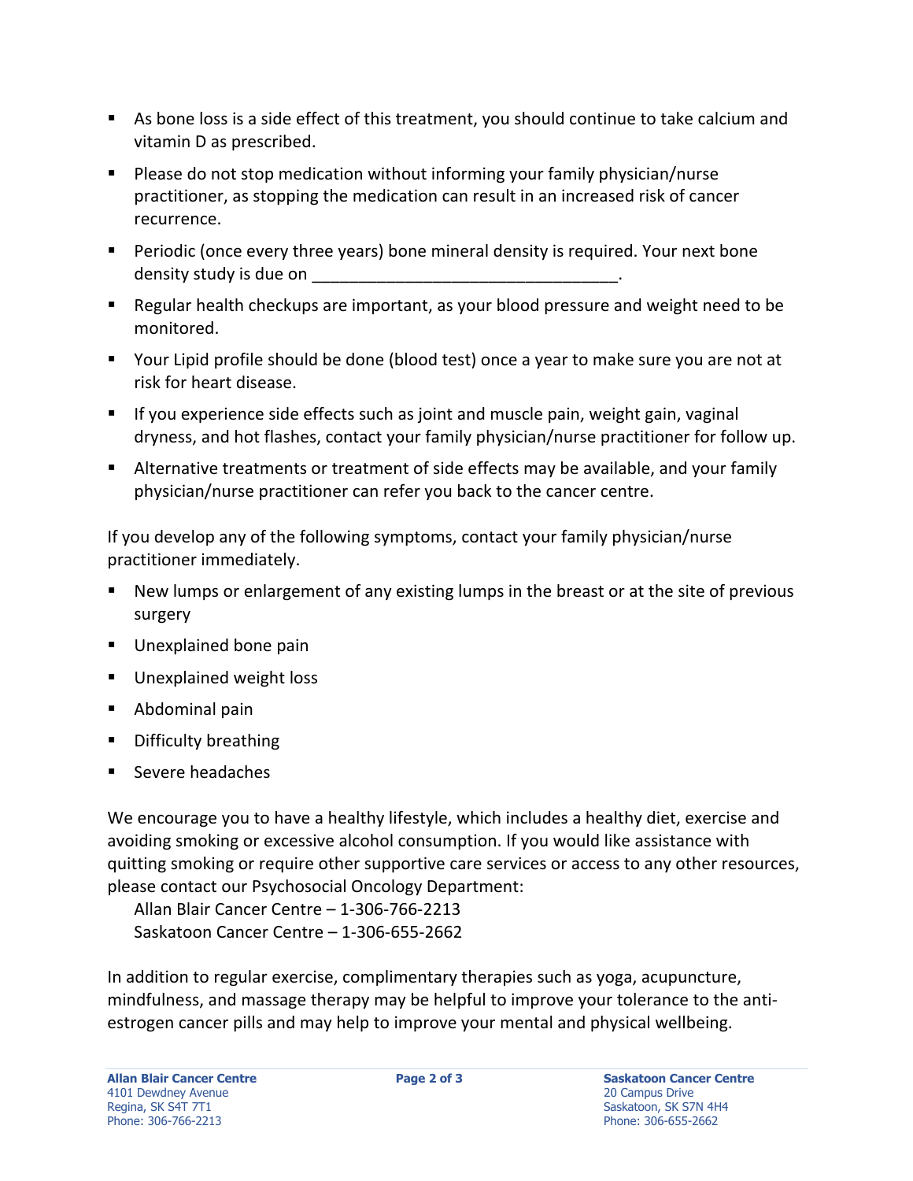- As bone loss is a side effect of this treatment, you should continue to take calcium and vitamin D as prescribed.
- Please do not stop medication without informing your family physician/nurse practitioner, as stopping the medication can result in an increased risk of cancer recurrence.
- Periodic (once every three years) bone mineral density is required. Your next bone density study is due on ________________________________.
- Regular health checkups are important, as your blood pressure and weight need to be monitored.
- Your Lipid profile should be done (blood test) once a year to make sure you are not at risk for heart disease.
- If you experience side effects such as joint and muscle pain, weight gain, vaginal dryness, and hot flashes, contact your family physician/nurse practitioner for follow up.
- Alternative treatments or treatment of side effects may be available, and your family physician/nurse practitioner can refer you back to the cancer centre.

If you develop any of the following symptoms, contact your family physician/nurse practitioner immediately.

- New lumps or enlargement of any existing lumps in the breast or at the site of previous surgery
- Unexplained bone pain
- Unexplained weight loss
- Abdominal pain
- Difficulty breathing
- Severe headaches

We encourage you to have a healthy lifestyle, which includes a healthy diet, exercise and avoiding smoking or excessive alcohol consumption. If you would like assistance with quitting smoking or require other supportive care services or access to any other resources, please contact our Psychosocial Oncology Department:

Allan Blair Cancer Centre – 1-306-766-2213
Saskatoon Cancer Centre – 1-306-655-2662

In addition to regular exercise, complimentary therapies such as yoga, acupuncture, mindfulness, and massage therapy may be helpful to improve your tolerance to the anti-estrogen cancer pills and may help to improve your mental and physical wellbeing.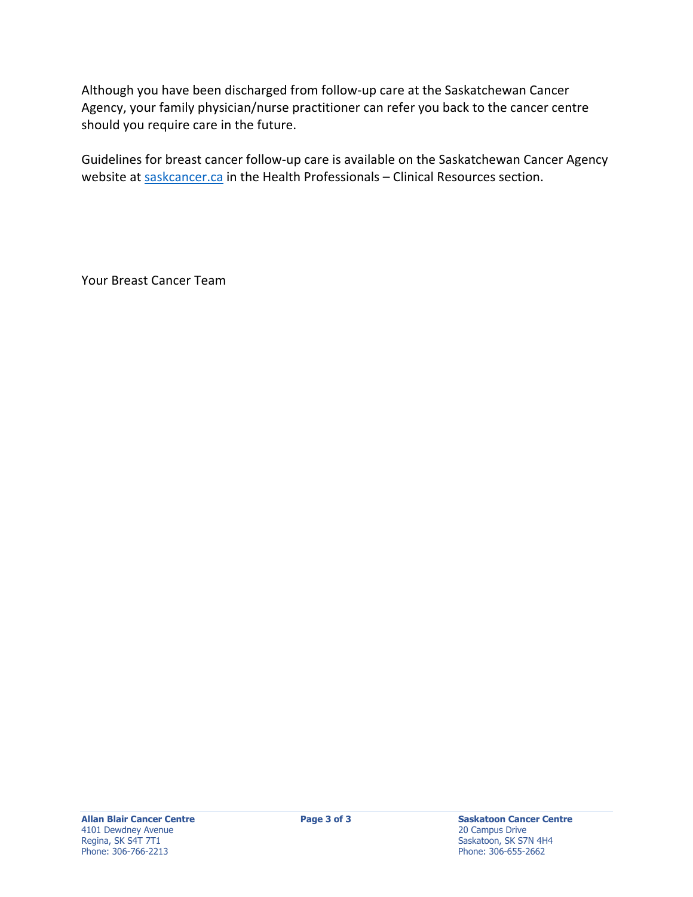Although you have been discharged from follow-up care at the Saskatchewan Cancer Agency, your family physician/nurse practitioner can refer you back to the cancer centre should you require care in the future.

Guidelines for breast cancer follow-up care is available on the Saskatchewan Cancer Agency website at [saskcancer.ca](saskcancer.ca) in the Health Professionals – Clinical Resources section.

Your Breast Cancer Team